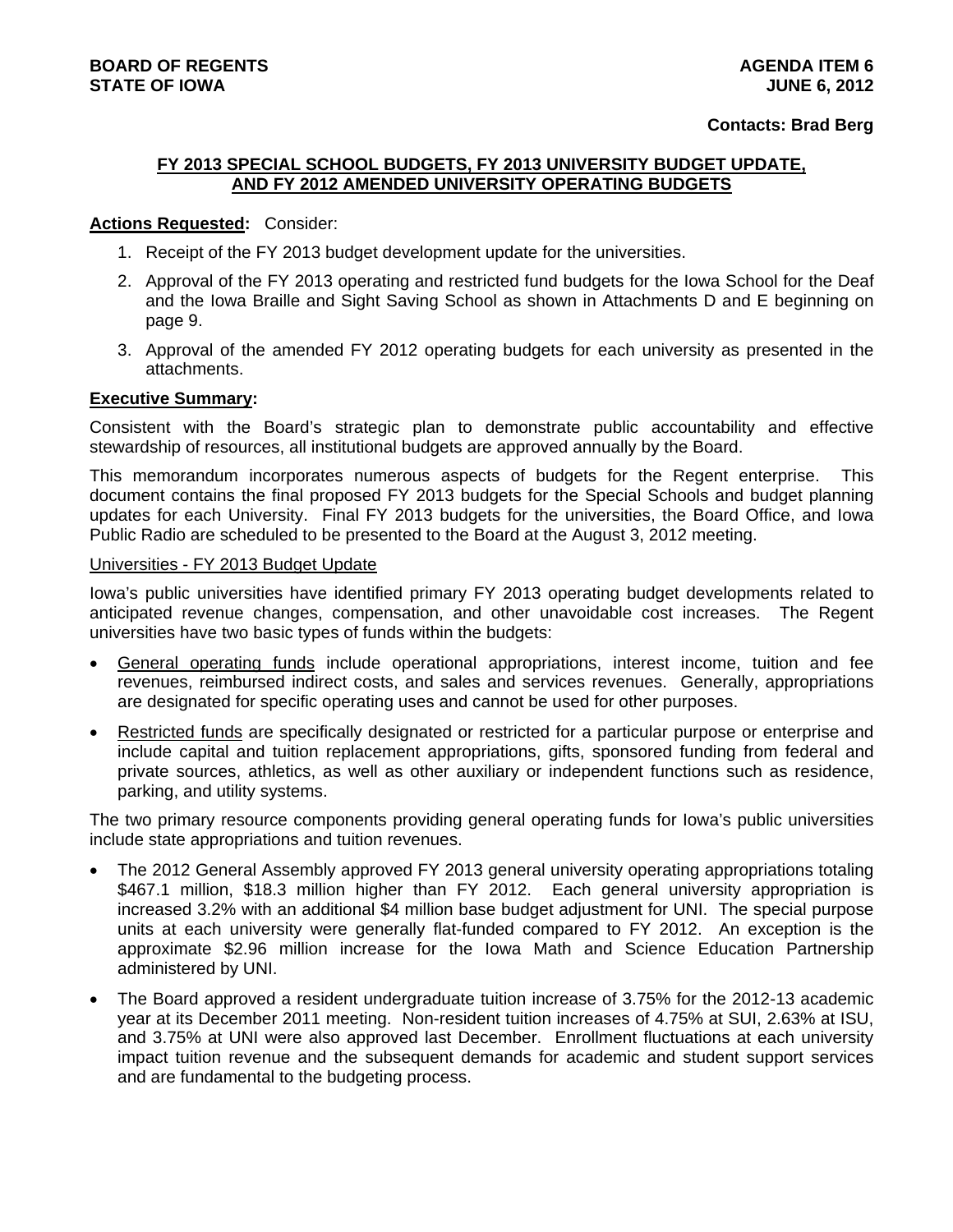**BOARD OF REGENTS**
**STATE OF IOWA**

**AGENDA ITEM 6**
**JUNE 6, 2012**

**Contacts: Brad Berg**

## FY 2013 SPECIAL SCHOOL BUDGETS, FY 2013 UNIVERSITY BUDGET UPDATE, AND FY 2012 AMENDED UNIVERSITY OPERATING BUDGETS

**Actions Requested:** Consider:

1. Receipt of the FY 2013 budget development update for the universities.
2. Approval of the FY 2013 operating and restricted fund budgets for the Iowa School for the Deaf and the Iowa Braille and Sight Saving School as shown in Attachments D and E beginning on page 9.
3. Approval of the amended FY 2012 operating budgets for each university as presented in the attachments.

**Executive Summary:**

Consistent with the Board's strategic plan to demonstrate public accountability and effective stewardship of resources, all institutional budgets are approved annually by the Board.

This memorandum incorporates numerous aspects of budgets for the Regent enterprise. This document contains the final proposed FY 2013 budgets for the Special Schools and budget planning updates for each University. Final FY 2013 budgets for the universities, the Board Office, and Iowa Public Radio are scheduled to be presented to the Board at the August 3, 2012 meeting.

Universities - FY 2013 Budget Update

Iowa's public universities have identified primary FY 2013 operating budget developments related to anticipated revenue changes, compensation, and other unavoidable cost increases. The Regent universities have two basic types of funds within the budgets:

- General operating funds include operational appropriations, interest income, tuition and fee revenues, reimbursed indirect costs, and sales and services revenues. Generally, appropriations are designated for specific operating uses and cannot be used for other purposes.
- Restricted funds are specifically designated or restricted for a particular purpose or enterprise and include capital and tuition replacement appropriations, gifts, sponsored funding from federal and private sources, athletics, as well as other auxiliary or independent functions such as residence, parking, and utility systems.

The two primary resource components providing general operating funds for Iowa's public universities include state appropriations and tuition revenues.

- The 2012 General Assembly approved FY 2013 general university operating appropriations totaling \$467.1 million, \$18.3 million higher than FY 2012. Each general university appropriation is increased 3.2% with an additional \$4 million base budget adjustment for UNI. The special purpose units at each university were generally flat-funded compared to FY 2012. An exception is the approximate \$2.96 million increase for the Iowa Math and Science Education Partnership administered by UNI.
- The Board approved a resident undergraduate tuition increase of 3.75% for the 2012-13 academic year at its December 2011 meeting. Non-resident tuition increases of 4.75% at SUI, 2.63% at ISU, and 3.75% at UNI were also approved last December. Enrollment fluctuations at each university impact tuition revenue and the subsequent demands for academic and student support services and are fundamental to the budgeting process.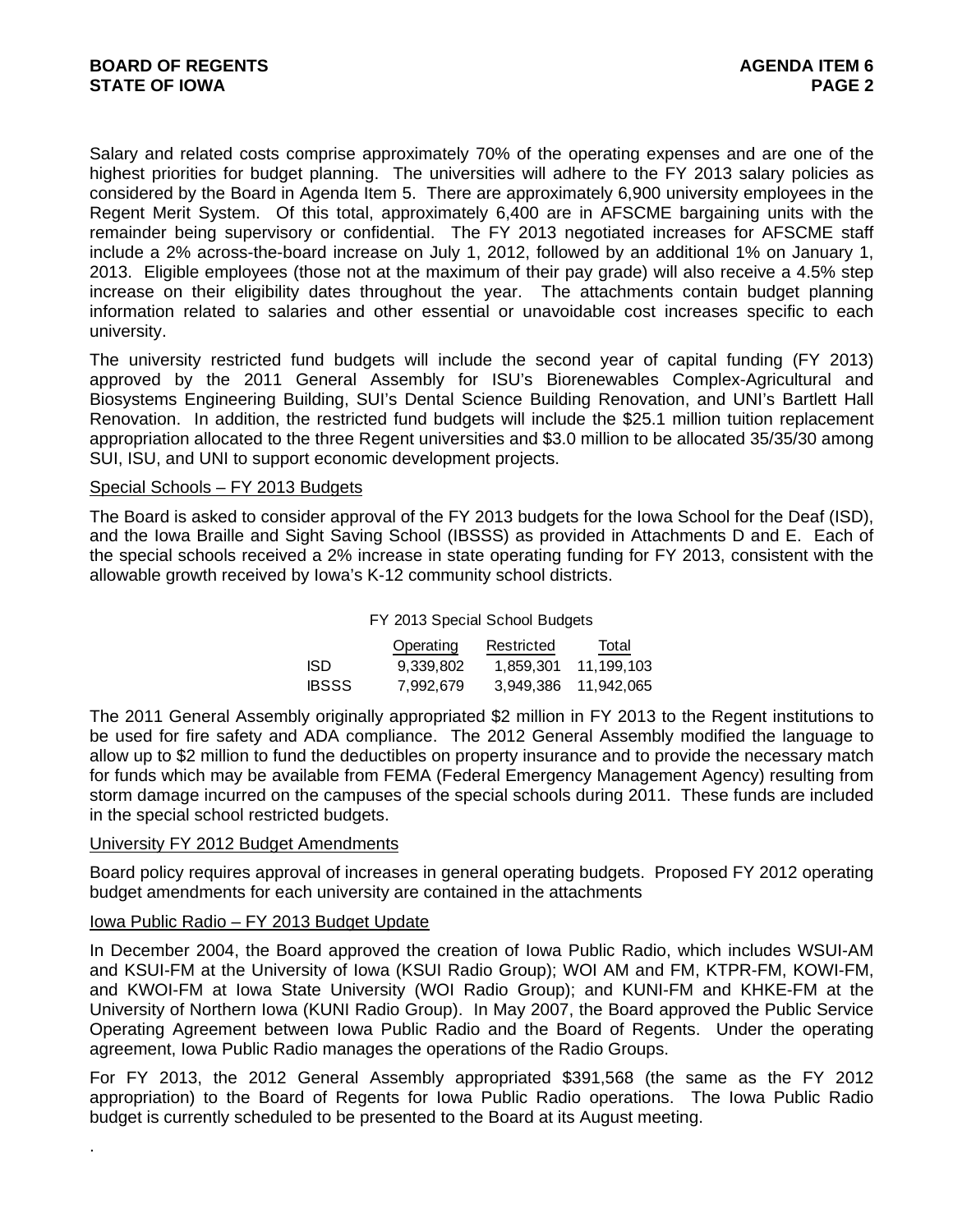Salary and related costs comprise approximately 70% of the operating expenses and are one of the highest priorities for budget planning. The universities will adhere to the FY 2013 salary policies as considered by the Board in Agenda Item 5. There are approximately 6,900 university employees in the Regent Merit System. Of this total, approximately 6,400 are in AFSCME bargaining units with the remainder being supervisory or confidential. The FY 2013 negotiated increases for AFSCME staff include a 2% across-the-board increase on July 1, 2012, followed by an additional 1% on January 1, 2013. Eligible employees (those not at the maximum of their pay grade) will also receive a 4.5% step increase on their eligibility dates throughout the year. The attachments contain budget planning information related to salaries and other essential or unavoidable cost increases specific to each university.

The university restricted fund budgets will include the second year of capital funding (FY 2013) approved by the 2011 General Assembly for ISU's Biorenewables Complex-Agricultural and Biosystems Engineering Building, SUI's Dental Science Building Renovation, and UNI's Bartlett Hall Renovation. In addition, the restricted fund budgets will include the $25.1 million tuition replacement appropriation allocated to the three Regent universities and $3.0 million to be allocated 35/35/30 among SUI, ISU, and UNI to support economic development projects.

Special Schools – FY 2013 Budgets

The Board is asked to consider approval of the FY 2013 budgets for the Iowa School for the Deaf (ISD), and the Iowa Braille and Sight Saving School (IBSSS) as provided in Attachments D and E. Each of the special schools received a 2% increase in state operating funding for FY 2013, consistent with the allowable growth received by Iowa's K-12 community school districts.

FY 2013 Special School Budgets

| | Operating | Restricted | Total |
|---|---|---|---|
| ISD | 9,339,802 | 1,859,301 | 11,199,103 |
| IBSSS | 7,992,679 | 3,949,386 | 11,942,065 |

The 2011 General Assembly originally appropriated $2 million in FY 2013 to the Regent institutions to be used for fire safety and ADA compliance. The 2012 General Assembly modified the language to allow up to $2 million to fund the deductibles on property insurance and to provide the necessary match for funds which may be available from FEMA (Federal Emergency Management Agency) resulting from storm damage incurred on the campuses of the special schools during 2011. These funds are included in the special school restricted budgets.

University FY 2012 Budget Amendments

Board policy requires approval of increases in general operating budgets. Proposed FY 2012 operating budget amendments for each university are contained in the attachments

Iowa Public Radio – FY 2013 Budget Update

In December 2004, the Board approved the creation of Iowa Public Radio, which includes WSUI-AM and KSUI-FM at the University of Iowa (KSUI Radio Group); WOI AM and FM, KTPR-FM, KOWI-FM, and KWOI-FM at Iowa State University (WOI Radio Group); and KUNI-FM and KHKE-FM at the University of Northern Iowa (KUNI Radio Group). In May 2007, the Board approved the Public Service Operating Agreement between Iowa Public Radio and the Board of Regents. Under the operating agreement, Iowa Public Radio manages the operations of the Radio Groups.

For FY 2013, the 2012 General Assembly appropriated $391,568 (the same as the FY 2012 appropriation) to the Board of Regents for Iowa Public Radio operations. The Iowa Public Radio budget is currently scheduled to be presented to the Board at its August meeting.

.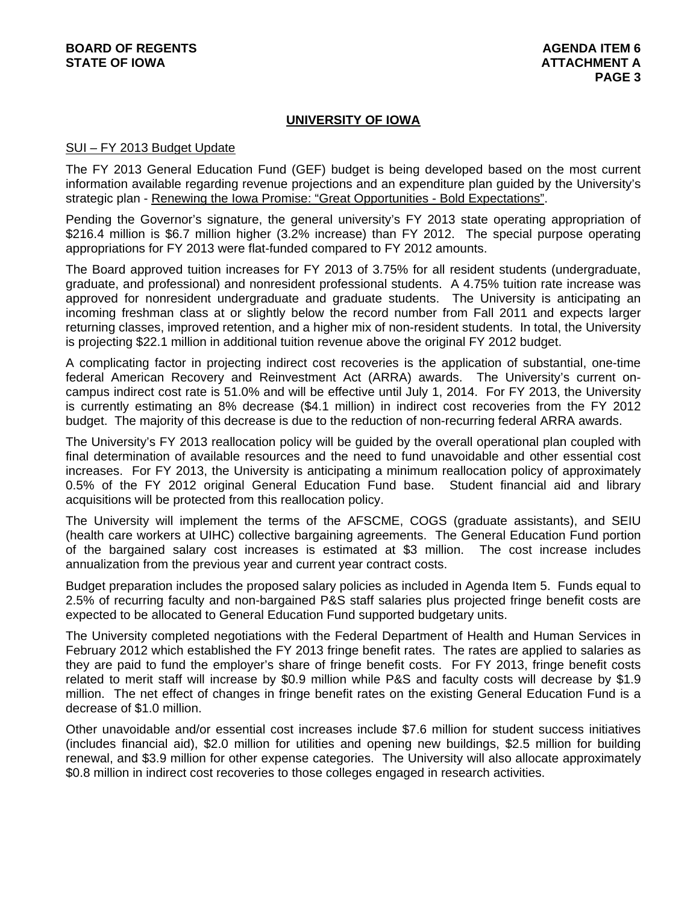## UNIVERSITY OF IOWA

### SUI – FY 2013 Budget Update

The FY 2013 General Education Fund (GEF) budget is being developed based on the most current information available regarding revenue projections and an expenditure plan guided by the University's strategic plan - Renewing the Iowa Promise: "Great Opportunities - Bold Expectations".

Pending the Governor's signature, the general university's FY 2013 state operating appropriation of $216.4 million is $6.7 million higher (3.2% increase) than FY 2012. The special purpose operating appropriations for FY 2013 were flat-funded compared to FY 2012 amounts.

The Board approved tuition increases for FY 2013 of 3.75% for all resident students (undergraduate, graduate, and professional) and nonresident professional students. A 4.75% tuition rate increase was approved for nonresident undergraduate and graduate students. The University is anticipating an incoming freshman class at or slightly below the record number from Fall 2011 and expects larger returning classes, improved retention, and a higher mix of non-resident students. In total, the University is projecting $22.1 million in additional tuition revenue above the original FY 2012 budget.

A complicating factor in projecting indirect cost recoveries is the application of substantial, one-time federal American Recovery and Reinvestment Act (ARRA) awards. The University's current on-campus indirect cost rate is 51.0% and will be effective until July 1, 2014. For FY 2013, the University is currently estimating an 8% decrease ($4.1 million) in indirect cost recoveries from the FY 2012 budget. The majority of this decrease is due to the reduction of non-recurring federal ARRA awards.

The University's FY 2013 reallocation policy will be guided by the overall operational plan coupled with final determination of available resources and the need to fund unavoidable and other essential cost increases. For FY 2013, the University is anticipating a minimum reallocation policy of approximately 0.5% of the FY 2012 original General Education Fund base. Student financial aid and library acquisitions will be protected from this reallocation policy.

The University will implement the terms of the AFSCME, COGS (graduate assistants), and SEIU (health care workers at UIHC) collective bargaining agreements. The General Education Fund portion of the bargained salary cost increases is estimated at $3 million. The cost increase includes annualization from the previous year and current year contract costs.

Budget preparation includes the proposed salary policies as included in Agenda Item 5. Funds equal to 2.5% of recurring faculty and non-bargained P&S staff salaries plus projected fringe benefit costs are expected to be allocated to General Education Fund supported budgetary units.

The University completed negotiations with the Federal Department of Health and Human Services in February 2012 which established the FY 2013 fringe benefit rates. The rates are applied to salaries as they are paid to fund the employer's share of fringe benefit costs. For FY 2013, fringe benefit costs related to merit staff will increase by $0.9 million while P&S and faculty costs will decrease by $1.9 million. The net effect of changes in fringe benefit rates on the existing General Education Fund is a decrease of $1.0 million.

Other unavoidable and/or essential cost increases include $7.6 million for student success initiatives (includes financial aid), $2.0 million for utilities and opening new buildings, $2.5 million for building renewal, and $3.9 million for other expense categories. The University will also allocate approximately $0.8 million in indirect cost recoveries to those colleges engaged in research activities.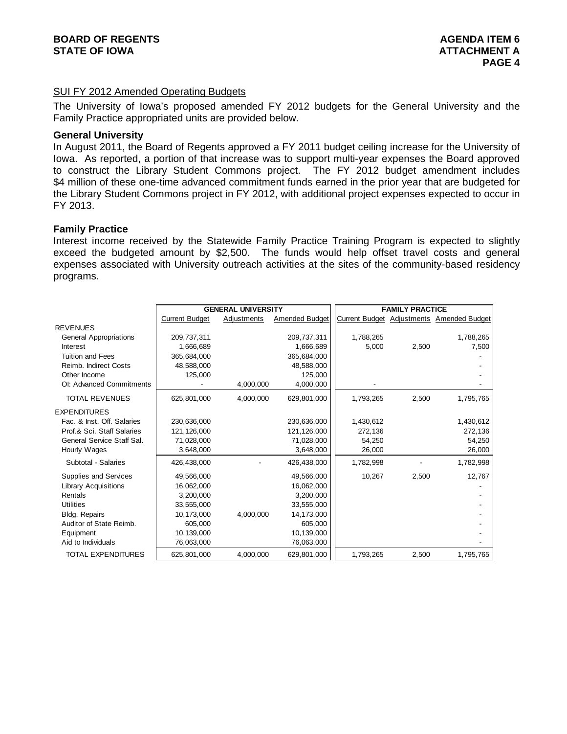## SUI FY 2012 Amended Operating Budgets

The University of Iowa's proposed amended FY 2012 budgets for the General University and the Family Practice appropriated units are provided below.

**General University**

In August 2011, the Board of Regents approved a FY 2011 budget ceiling increase for the University of Iowa. As reported, a portion of that increase was to support multi-year expenses the Board approved to construct the Library Student Commons project. The FY 2012 budget amendment includes $4 million of these one-time advanced commitment funds earned in the prior year that are budgeted for the Library Student Commons project in FY 2012, with additional project expenses expected to occur in FY 2013.

**Family Practice**

Interest income received by the Statewide Family Practice Training Program is expected to slightly exceed the budgeted amount by $2,500. The funds would help offset travel costs and general expenses associated with University outreach activities at the sites of the community-based residency programs.

| | GENERAL UNIVERSITY | | | FAMILY PRACTICE | | |
|---|---|---|---|---|---|---|
| | Current Budget | Adjustments | Amended Budget | Current Budget | Adjustments | Amended Budget |
| REVENUES | | | | | | |
| General Appropriations | 209,737,311 | | 209,737,311 | 1,788,265 | | 1,788,265 |
| Interest | 1,666,689 | | 1,666,689 | 5,000 | 2,500 | 7,500 |
| Tuition and Fees | 365,684,000 | | 365,684,000 | | | - |
| Reimb. Indirect Costs | 48,588,000 | | 48,588,000 | | | - |
| Other Income | 125,000 | | 125,000 | | | - |
| OI: Advanced Commitments | - | 4,000,000 | 4,000,000 | - | | - |
| TOTAL REVENUES | 625,801,000 | 4,000,000 | 629,801,000 | 1,793,265 | 2,500 | 1,795,765 |
| EXPENDITURES | | | | | | |
| Fac. & Inst. Off. Salaries | 230,636,000 | | 230,636,000 | 1,430,612 | | 1,430,612 |
| Prof.& Sci. Staff Salaries | 121,126,000 | | 121,126,000 | 272,136 | | 272,136 |
| General Service Staff Sal. | 71,028,000 | | 71,028,000 | 54,250 | | 54,250 |
| Hourly Wages | 3,648,000 | | 3,648,000 | 26,000 | | 26,000 |
| Subtotal - Salaries | 426,438,000 | - | 426,438,000 | 1,782,998 | - | 1,782,998 |
| Supplies and Services | 49,566,000 | | 49,566,000 | 10,267 | 2,500 | 12,767 |
| Library Acquisitions | 16,062,000 | | 16,062,000 | | | - |
| Rentals | 3,200,000 | | 3,200,000 | | | - |
| Utilities | 33,555,000 | | 33,555,000 | | | - |
| Bldg. Repairs | 10,173,000 | 4,000,000 | 14,173,000 | | | - |
| Auditor of State Reimb. | 605,000 | | 605,000 | | | - |
| Equipment | 10,139,000 | | 10,139,000 | | | - |
| Aid to Individuals | 76,063,000 | | 76,063,000 | | | - |
| TOTAL EXPENDITURES | 625,801,000 | 4,000,000 | 629,801,000 | 1,793,265 | 2,500 | 1,795,765 |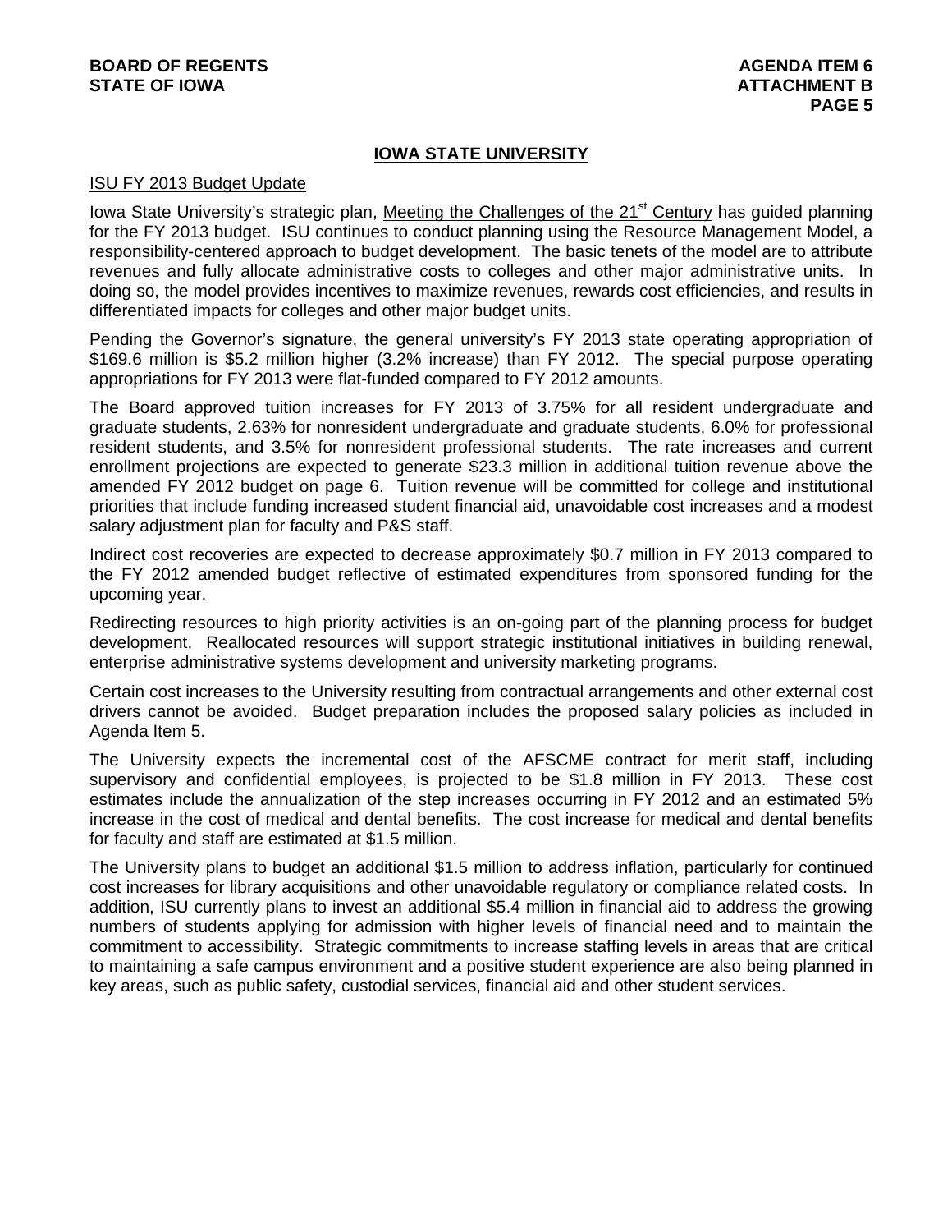## IOWA STATE UNIVERSITY

ISU FY 2013 Budget Update

Iowa State University's strategic plan, Meeting the Challenges of the 21st Century has guided planning for the FY 2013 budget. ISU continues to conduct planning using the Resource Management Model, a responsibility-centered approach to budget development. The basic tenets of the model are to attribute revenues and fully allocate administrative costs to colleges and other major administrative units. In doing so, the model provides incentives to maximize revenues, rewards cost efficiencies, and results in differentiated impacts for colleges and other major budget units.

Pending the Governor's signature, the general university's FY 2013 state operating appropriation of $169.6 million is $5.2 million higher (3.2% increase) than FY 2012. The special purpose operating appropriations for FY 2013 were flat-funded compared to FY 2012 amounts.

The Board approved tuition increases for FY 2013 of 3.75% for all resident undergraduate and graduate students, 2.63% for nonresident undergraduate and graduate students, 6.0% for professional resident students, and 3.5% for nonresident professional students. The rate increases and current enrollment projections are expected to generate $23.3 million in additional tuition revenue above the amended FY 2012 budget on page 6. Tuition revenue will be committed for college and institutional priorities that include funding increased student financial aid, unavoidable cost increases and a modest salary adjustment plan for faculty and P&S staff.

Indirect cost recoveries are expected to decrease approximately $0.7 million in FY 2013 compared to the FY 2012 amended budget reflective of estimated expenditures from sponsored funding for the upcoming year.

Redirecting resources to high priority activities is an on-going part of the planning process for budget development. Reallocated resources will support strategic institutional initiatives in building renewal, enterprise administrative systems development and university marketing programs.

Certain cost increases to the University resulting from contractual arrangements and other external cost drivers cannot be avoided. Budget preparation includes the proposed salary policies as included in Agenda Item 5.

The University expects the incremental cost of the AFSCME contract for merit staff, including supervisory and confidential employees, is projected to be $1.8 million in FY 2013. These cost estimates include the annualization of the step increases occurring in FY 2012 and an estimated 5% increase in the cost of medical and dental benefits. The cost increase for medical and dental benefits for faculty and staff are estimated at $1.5 million.

The University plans to budget an additional $1.5 million to address inflation, particularly for continued cost increases for library acquisitions and other unavoidable regulatory or compliance related costs. In addition, ISU currently plans to invest an additional $5.4 million in financial aid to address the growing numbers of students applying for admission with higher levels of financial need and to maintain the commitment to accessibility. Strategic commitments to increase staffing levels in areas that are critical to maintaining a safe campus environment and a positive student experience are also being planned in key areas, such as public safety, custodial services, financial aid and other student services.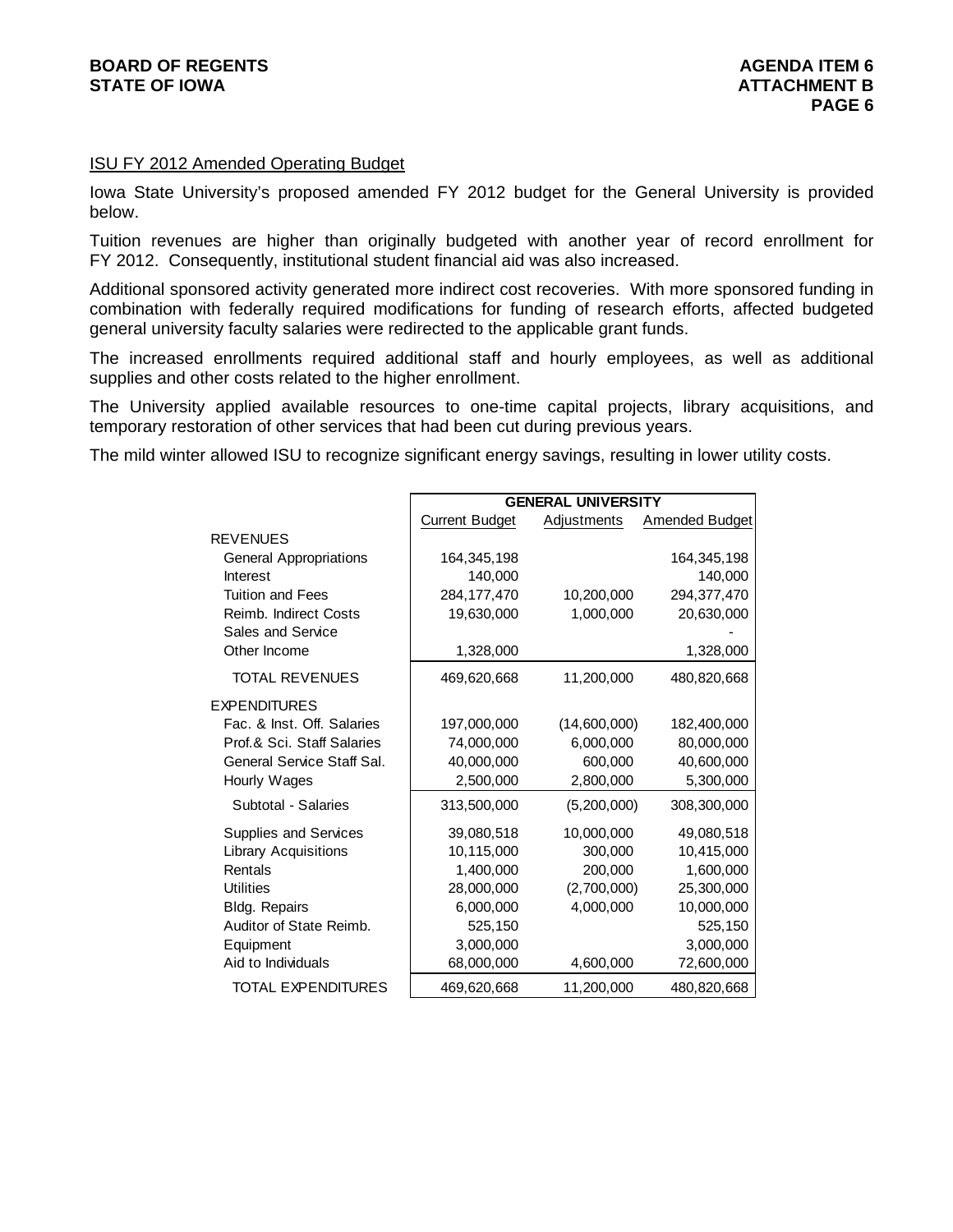## ISU FY 2012 Amended Operating Budget

Iowa State University's proposed amended FY 2012 budget for the General University is provided below.

Tuition revenues are higher than originally budgeted with another year of record enrollment for FY 2012. Consequently, institutional student financial aid was also increased.

Additional sponsored activity generated more indirect cost recoveries. With more sponsored funding in combination with federally required modifications for funding of research efforts, affected budgeted general university faculty salaries were redirected to the applicable grant funds.

The increased enrollments required additional staff and hourly employees, as well as additional supplies and other costs related to the higher enrollment.

The University applied available resources to one-time capital projects, library acquisitions, and temporary restoration of other services that had been cut during previous years.

The mild winter allowed ISU to recognize significant energy savings, resulting in lower utility costs.

| | GENERAL UNIVERSITY | | |
|---|---|---|---|
| | Current Budget | Adjustments | Amended Budget |
| REVENUES | | | |
| General Appropriations | 164,345,198 | | 164,345,198 |
| Interest | 140,000 | | 140,000 |
| Tuition and Fees | 284,177,470 | 10,200,000 | 294,377,470 |
| Reimb. Indirect Costs | 19,630,000 | 1,000,000 | 20,630,000 |
| Sales and Service | | | - |
| Other Income | 1,328,000 | | 1,328,000 |
| TOTAL REVENUES | 469,620,668 | 11,200,000 | 480,820,668 |
| EXPENDITURES | | | |
| Fac. & Inst. Off. Salaries | 197,000,000 | (14,600,000) | 182,400,000 |
| Prof.& Sci. Staff Salaries | 74,000,000 | 6,000,000 | 80,000,000 |
| General Service Staff Sal. | 40,000,000 | 600,000 | 40,600,000 |
| Hourly Wages | 2,500,000 | 2,800,000 | 5,300,000 |
| Subtotal - Salaries | 313,500,000 | (5,200,000) | 308,300,000 |
| Supplies and Services | 39,080,518 | 10,000,000 | 49,080,518 |
| Library Acquisitions | 10,115,000 | 300,000 | 10,415,000 |
| Rentals | 1,400,000 | 200,000 | 1,600,000 |
| Utilities | 28,000,000 | (2,700,000) | 25,300,000 |
| Bldg. Repairs | 6,000,000 | 4,000,000 | 10,000,000 |
| Auditor of State Reimb. | 525,150 | | 525,150 |
| Equipment | 3,000,000 | | 3,000,000 |
| Aid to Individuals | 68,000,000 | 4,600,000 | 72,600,000 |
| TOTAL EXPENDITURES | 469,620,668 | 11,200,000 | 480,820,668 |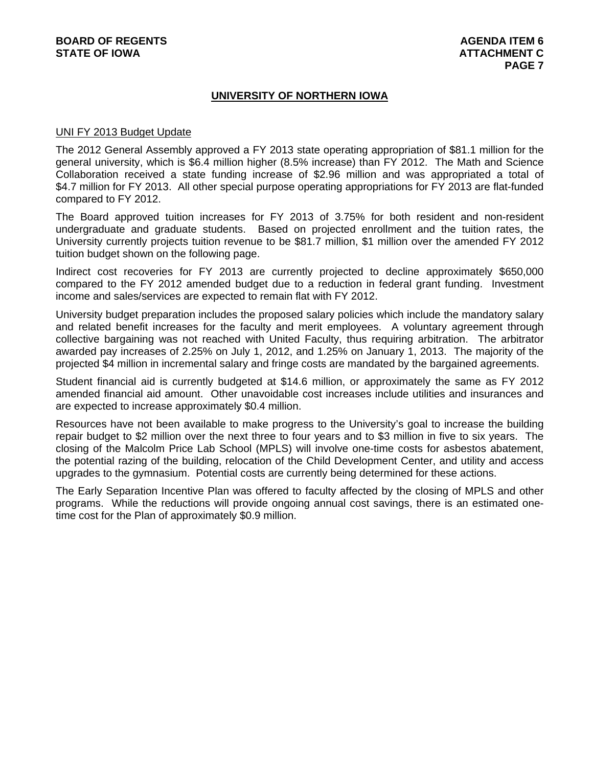## UNIVERSITY OF NORTHERN IOWA

### UNI FY 2013 Budget Update

The 2012 General Assembly approved a FY 2013 state operating appropriation of $81.1 million for the general university, which is $6.4 million higher (8.5% increase) than FY 2012. The Math and Science Collaboration received a state funding increase of $2.96 million and was appropriated a total of $4.7 million for FY 2013. All other special purpose operating appropriations for FY 2013 are flat-funded compared to FY 2012.

The Board approved tuition increases for FY 2013 of 3.75% for both resident and non-resident undergraduate and graduate students. Based on projected enrollment and the tuition rates, the University currently projects tuition revenue to be $81.7 million, $1 million over the amended FY 2012 tuition budget shown on the following page.

Indirect cost recoveries for FY 2013 are currently projected to decline approximately $650,000 compared to the FY 2012 amended budget due to a reduction in federal grant funding. Investment income and sales/services are expected to remain flat with FY 2012.

University budget preparation includes the proposed salary policies which include the mandatory salary and related benefit increases for the faculty and merit employees. A voluntary agreement through collective bargaining was not reached with United Faculty, thus requiring arbitration. The arbitrator awarded pay increases of 2.25% on July 1, 2012, and 1.25% on January 1, 2013. The majority of the projected $4 million in incremental salary and fringe costs are mandated by the bargained agreements.

Student financial aid is currently budgeted at $14.6 million, or approximately the same as FY 2012 amended financial aid amount. Other unavoidable cost increases include utilities and insurances and are expected to increase approximately $0.4 million.

Resources have not been available to make progress to the University's goal to increase the building repair budget to $2 million over the next three to four years and to $3 million in five to six years. The closing of the Malcolm Price Lab School (MPLS) will involve one-time costs for asbestos abatement, the potential razing of the building, relocation of the Child Development Center, and utility and access upgrades to the gymnasium. Potential costs are currently being determined for these actions.

The Early Separation Incentive Plan was offered to faculty affected by the closing of MPLS and other programs. While the reductions will provide ongoing annual cost savings, there is an estimated one-time cost for the Plan of approximately $0.9 million.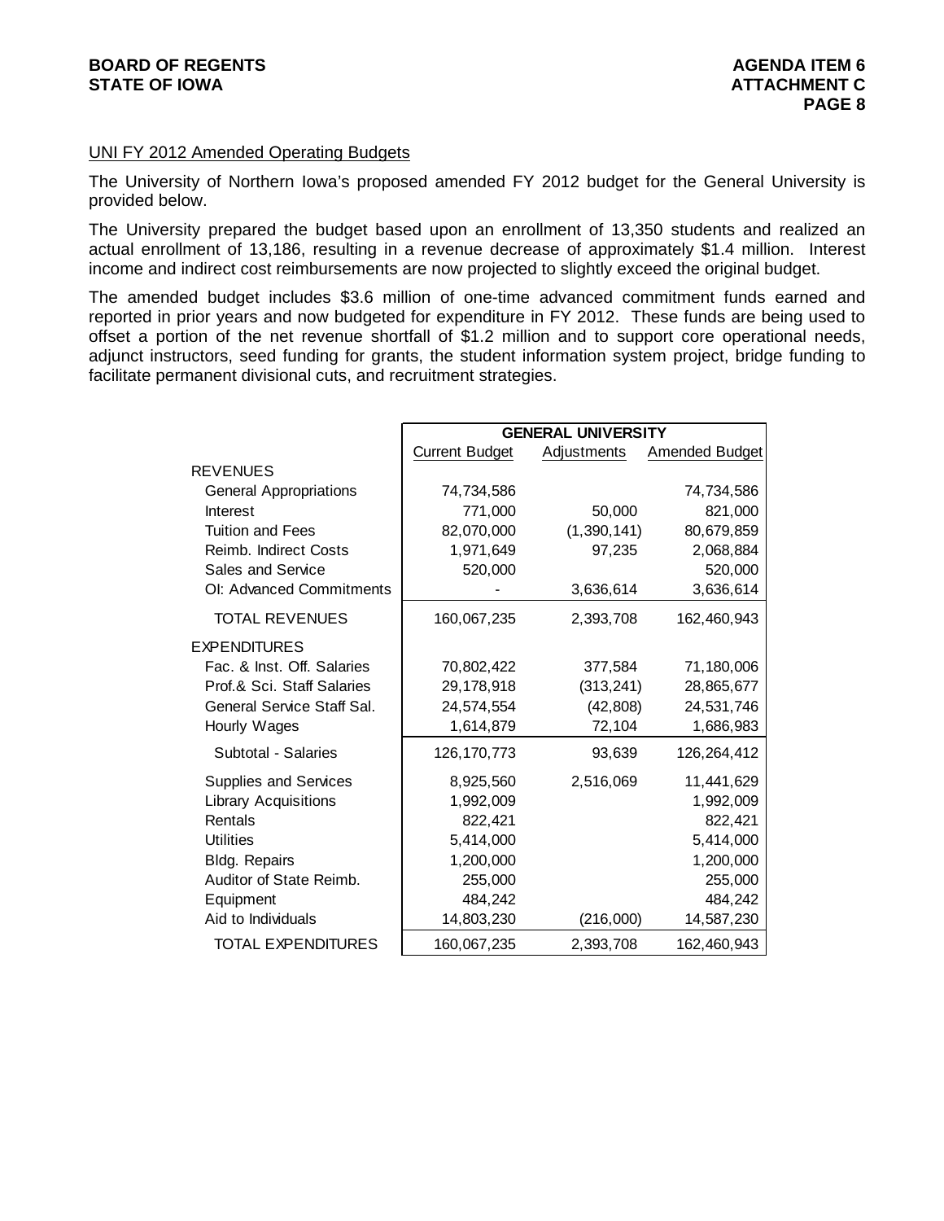UNI FY 2012 Amended Operating Budgets

The University of Northern Iowa's proposed amended FY 2012 budget for the General University is provided below.

The University prepared the budget based upon an enrollment of 13,350 students and realized an actual enrollment of 13,186, resulting in a revenue decrease of approximately $1.4 million. Interest income and indirect cost reimbursements are now projected to slightly exceed the original budget.

The amended budget includes $3.6 million of one-time advanced commitment funds earned and reported in prior years and now budgeted for expenditure in FY 2012. These funds are being used to offset a portion of the net revenue shortfall of $1.2 million and to support core operational needs, adjunct instructors, seed funding for grants, the student information system project, bridge funding to facilitate permanent divisional cuts, and recruitment strategies.

| | GENERAL UNIVERSITY | | |
|---|---|---|---|
| | Current Budget | Adjustments | Amended Budget |
| REVENUES | | | |
| General Appropriations | 74,734,586 | | 74,734,586 |
| Interest | 771,000 | 50,000 | 821,000 |
| Tuition and Fees | 82,070,000 | (1,390,141) | 80,679,859 |
| Reimb. Indirect Costs | 1,971,649 | 97,235 | 2,068,884 |
| Sales and Service | 520,000 | | 520,000 |
| OI: Advanced Commitments | - | 3,636,614 | 3,636,614 |
| TOTAL REVENUES | 160,067,235 | 2,393,708 | 162,460,943 |
| EXPENDITURES | | | |
| Fac. & Inst. Off. Salaries | 70,802,422 | 377,584 | 71,180,006 |
| Prof.& Sci. Staff Salaries | 29,178,918 | (313,241) | 28,865,677 |
| General Service Staff Sal. | 24,574,554 | (42,808) | 24,531,746 |
| Hourly Wages | 1,614,879 | 72,104 | 1,686,983 |
| Subtotal - Salaries | 126,170,773 | 93,639 | 126,264,412 |
| Supplies and Services | 8,925,560 | 2,516,069 | 11,441,629 |
| Library Acquisitions | 1,992,009 | | 1,992,009 |
| Rentals | 822,421 | | 822,421 |
| Utilities | 5,414,000 | | 5,414,000 |
| Bldg. Repairs | 1,200,000 | | 1,200,000 |
| Auditor of State Reimb. | 255,000 | | 255,000 |
| Equipment | 484,242 | | 484,242 |
| Aid to Individuals | 14,803,230 | (216,000) | 14,587,230 |
| TOTAL EXPENDITURES | 160,067,235 | 2,393,708 | 162,460,943 |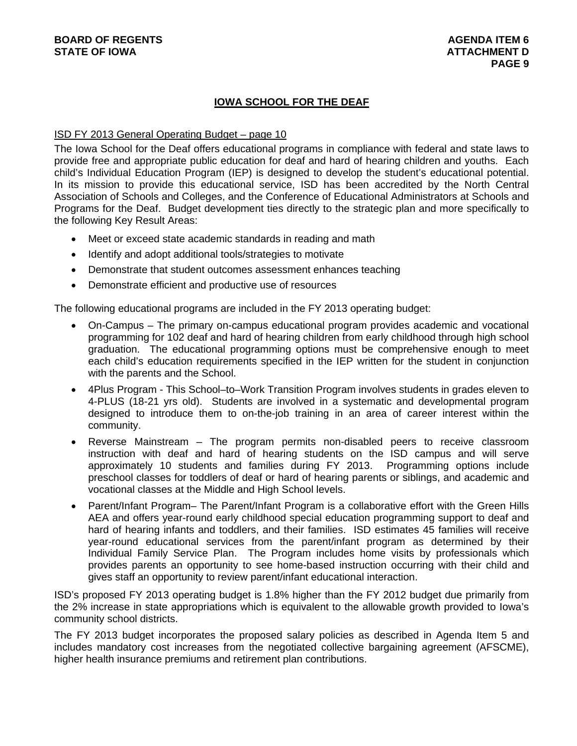## IOWA SCHOOL FOR THE DEAF

ISD FY 2013 General Operating Budget – page 10

The Iowa School for the Deaf offers educational programs in compliance with federal and state laws to provide free and appropriate public education for deaf and hard of hearing children and youths. Each child's Individual Education Program (IEP) is designed to develop the student's educational potential. In its mission to provide this educational service, ISD has been accredited by the North Central Association of Schools and Colleges, and the Conference of Educational Administrators at Schools and Programs for the Deaf. Budget development ties directly to the strategic plan and more specifically to the following Key Result Areas:

- Meet or exceed state academic standards in reading and math
- Identify and adopt additional tools/strategies to motivate
- Demonstrate that student outcomes assessment enhances teaching
- Demonstrate efficient and productive use of resources

The following educational programs are included in the FY 2013 operating budget:

- On-Campus – The primary on-campus educational program provides academic and vocational programming for 102 deaf and hard of hearing children from early childhood through high school graduation. The educational programming options must be comprehensive enough to meet each child's education requirements specified in the IEP written for the student in conjunction with the parents and the School.
- 4Plus Program - This School–to–Work Transition Program involves students in grades eleven to 4-PLUS (18-21 yrs old). Students are involved in a systematic and developmental program designed to introduce them to on-the-job training in an area of career interest within the community.
- Reverse Mainstream – The program permits non-disabled peers to receive classroom instruction with deaf and hard of hearing students on the ISD campus and will serve approximately 10 students and families during FY 2013. Programming options include preschool classes for toddlers of deaf or hard of hearing parents or siblings, and academic and vocational classes at the Middle and High School levels.
- Parent/Infant Program– The Parent/Infant Program is a collaborative effort with the Green Hills AEA and offers year-round early childhood special education programming support to deaf and hard of hearing infants and toddlers, and their families. ISD estimates 45 families will receive year-round educational services from the parent/infant program as determined by their Individual Family Service Plan. The Program includes home visits by professionals which provides parents an opportunity to see home-based instruction occurring with their child and gives staff an opportunity to review parent/infant educational interaction.

ISD's proposed FY 2013 operating budget is 1.8% higher than the FY 2012 budget due primarily from the 2% increase in state appropriations which is equivalent to the allowable growth provided to Iowa's community school districts.

The FY 2013 budget incorporates the proposed salary policies as described in Agenda Item 5 and includes mandatory cost increases from the negotiated collective bargaining agreement (AFSCME), higher health insurance premiums and retirement plan contributions.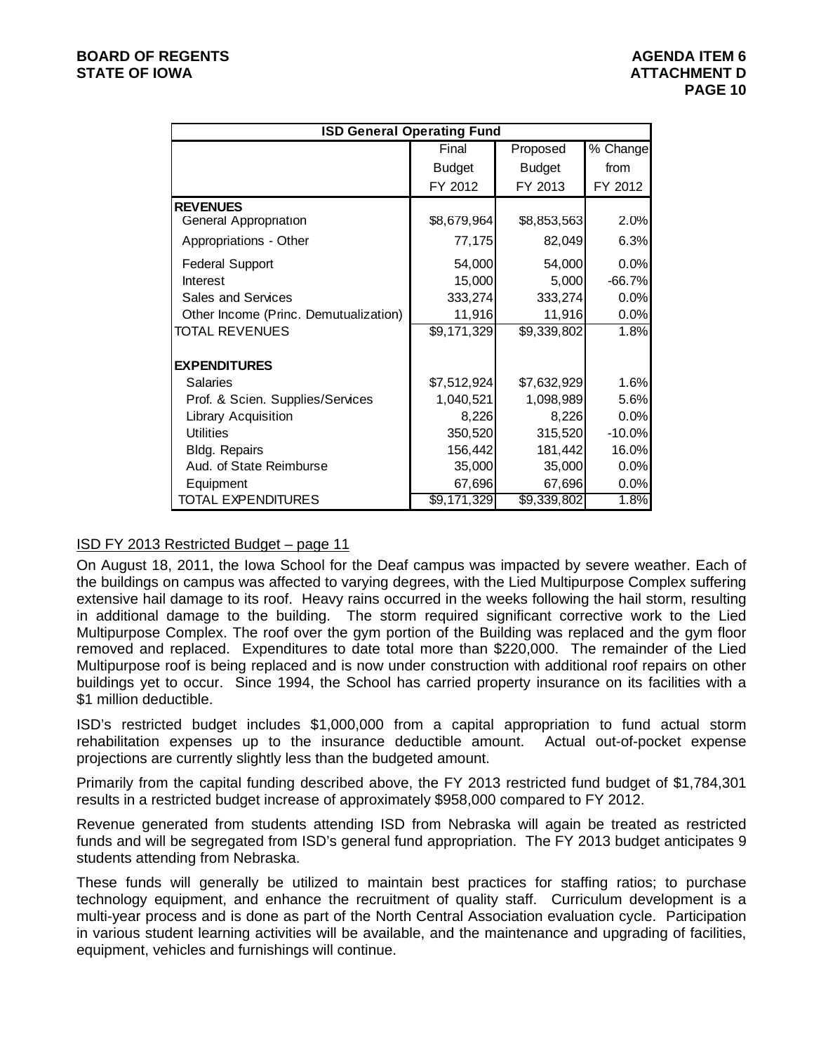| ISD General Operating Fund | | | |
| --- | --- | --- | --- |
| | Final Budget FY 2012 | Proposed Budget FY 2013 | % Change from FY 2012 |
| **REVENUES** | | | |
| General Appropriation | $8,679,964 | $8,853,563 | 2.0% |
| Appropriations - Other | 77,175 | 82,049 | 6.3% |
| Federal Support | 54,000 | 54,000 | 0.0% |
| Interest | 15,000 | 5,000 | -66.7% |
| Sales and Services | 333,274 | 333,274 | 0.0% |
| Other Income (Princ. Demutualization) | 11,916 | 11,916 | 0.0% |
| TOTAL REVENUES | $9,171,329 | $9,339,802 | 1.8% |
| **EXPENDITURES** | | | |
| Salaries | $7,512,924 | $7,632,929 | 1.6% |
| Prof. & Scien. Supplies/Services | 1,040,521 | 1,098,989 | 5.6% |
| Library Acquisition | 8,226 | 8,226 | 0.0% |
| Utilities | 350,520 | 315,520 | -10.0% |
| Bldg. Repairs | 156,442 | 181,442 | 16.0% |
| Aud. of State Reimburse | 35,000 | 35,000 | 0.0% |
| Equipment | 67,696 | 67,696 | 0.0% |
| TOTAL EXPENDITURES | $9,171,329 | $9,339,802 | 1.8% |

ISD FY 2013 Restricted Budget – page 11

On August 18, 2011, the Iowa School for the Deaf campus was impacted by severe weather. Each of the buildings on campus was affected to varying degrees, with the Lied Multipurpose Complex suffering extensive hail damage to its roof. Heavy rains occurred in the weeks following the hail storm, resulting in additional damage to the building. The storm required significant corrective work to the Lied Multipurpose Complex. The roof over the gym portion of the Building was replaced and the gym floor removed and replaced. Expenditures to date total more than $220,000. The remainder of the Lied Multipurpose roof is being replaced and is now under construction with additional roof repairs on other buildings yet to occur. Since 1994, the School has carried property insurance on its facilities with a $1 million deductible.

ISD's restricted budget includes $1,000,000 from a capital appropriation to fund actual storm rehabilitation expenses up to the insurance deductible amount. Actual out-of-pocket expense projections are currently slightly less than the budgeted amount.

Primarily from the capital funding described above, the FY 2013 restricted fund budget of $1,784,301 results in a restricted budget increase of approximately $958,000 compared to FY 2012.

Revenue generated from students attending ISD from Nebraska will again be treated as restricted funds and will be segregated from ISD's general fund appropriation. The FY 2013 budget anticipates 9 students attending from Nebraska.

These funds will generally be utilized to maintain best practices for staffing ratios; to purchase technology equipment, and enhance the recruitment of quality staff. Curriculum development is a multi-year process and is done as part of the North Central Association evaluation cycle. Participation in various student learning activities will be available, and the maintenance and upgrading of facilities, equipment, vehicles and furnishings will continue.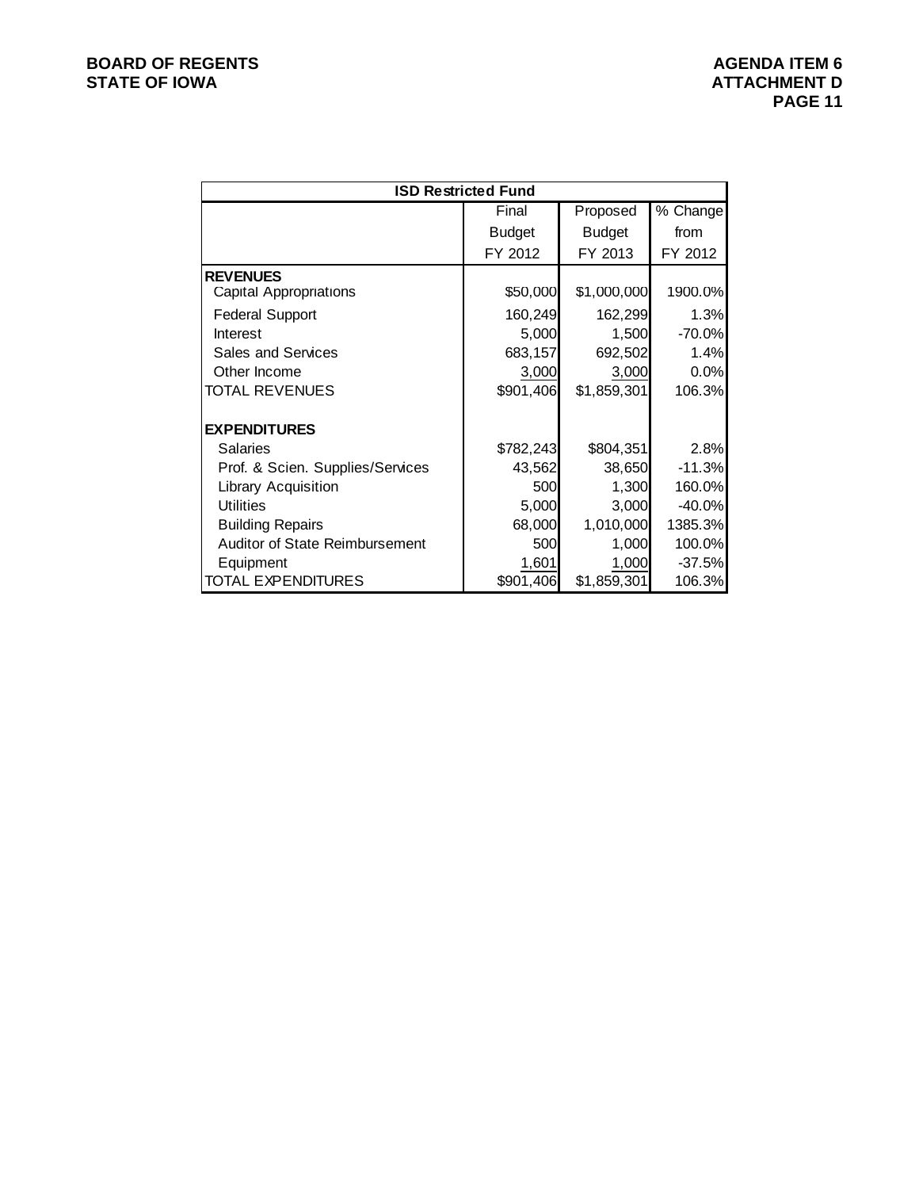| ISD Restricted Fund | | | |
|---|---|---|---|
| | Final Budget FY 2012 | Proposed Budget FY 2013 | % Change from FY 2012 |
| **REVENUES** | | | |
| Capital Appropriations | $50,000 | $1,000,000 | 1900.0% |
| Federal Support | 160,249 | 162,299 | 1.3% |
| Interest | 5,000 | 1,500 | -70.0% |
| Sales and Services | 683,157 | 692,502 | 1.4% |
| Other Income | 3,000 | 3,000 | 0.0% |
| TOTAL REVENUES | $901,406 | $1,859,301 | 106.3% |
| | | | |
| **EXPENDITURES** | | | |
| Salaries | $782,243 | $804,351 | 2.8% |
| Prof. & Scien. Supplies/Services | 43,562 | 38,650 | -11.3% |
| Library Acquisition | 500 | 1,300 | 160.0% |
| Utilities | 5,000 | 3,000 | -40.0% |
| Building Repairs | 68,000 | 1,010,000 | 1385.3% |
| Auditor of State Reimbursement | 500 | 1,000 | 100.0% |
| Equipment | 1,601 | 1,000 | -37.5% |
| TOTAL EXPENDITURES | $901,406 | $1,859,301 | 106.3% |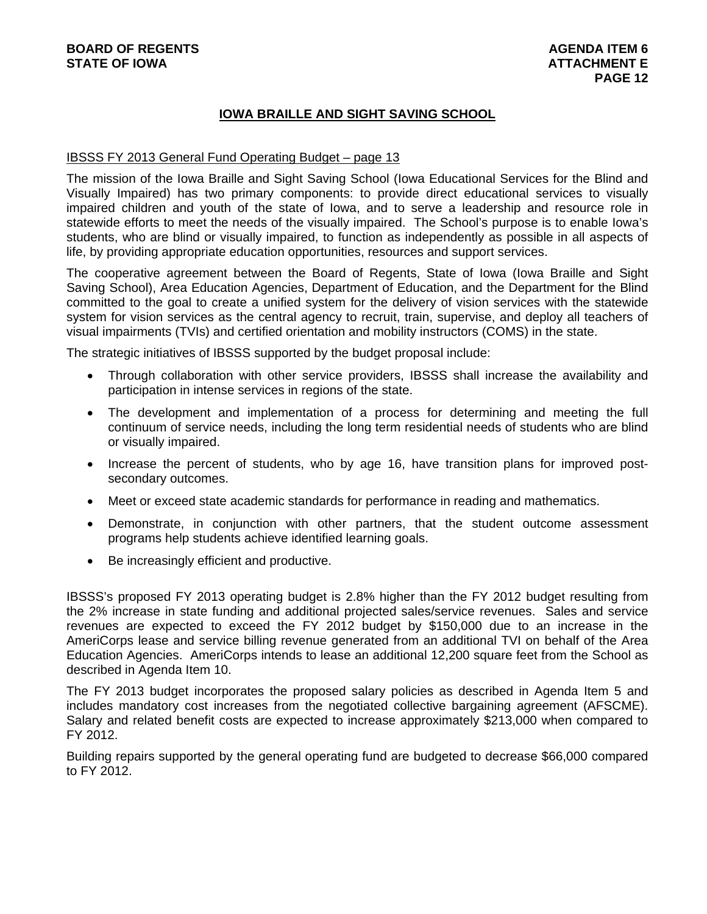## IOWA BRAILLE AND SIGHT SAVING SCHOOL

IBSSS FY 2013 General Fund Operating Budget – page 13

The mission of the Iowa Braille and Sight Saving School (Iowa Educational Services for the Blind and Visually Impaired) has two primary components: to provide direct educational services to visually impaired children and youth of the state of Iowa, and to serve a leadership and resource role in statewide efforts to meet the needs of the visually impaired. The School's purpose is to enable Iowa's students, who are blind or visually impaired, to function as independently as possible in all aspects of life, by providing appropriate education opportunities, resources and support services.

The cooperative agreement between the Board of Regents, State of Iowa (Iowa Braille and Sight Saving School), Area Education Agencies, Department of Education, and the Department for the Blind committed to the goal to create a unified system for the delivery of vision services with the statewide system for vision services as the central agency to recruit, train, supervise, and deploy all teachers of visual impairments (TVIs) and certified orientation and mobility instructors (COMS) in the state.

The strategic initiatives of IBSSS supported by the budget proposal include:

- Through collaboration with other service providers, IBSSS shall increase the availability and participation in intense services in regions of the state.
- The development and implementation of a process for determining and meeting the full continuum of service needs, including the long term residential needs of students who are blind or visually impaired.
- Increase the percent of students, who by age 16, have transition plans for improved post-secondary outcomes.
- Meet or exceed state academic standards for performance in reading and mathematics.
- Demonstrate, in conjunction with other partners, that the student outcome assessment programs help students achieve identified learning goals.
- Be increasingly efficient and productive.

IBSSS's proposed FY 2013 operating budget is 2.8% higher than the FY 2012 budget resulting from the 2% increase in state funding and additional projected sales/service revenues. Sales and service revenues are expected to exceed the FY 2012 budget by $150,000 due to an increase in the AmeriCorps lease and service billing revenue generated from an additional TVI on behalf of the Area Education Agencies. AmeriCorps intends to lease an additional 12,200 square feet from the School as described in Agenda Item 10.

The FY 2013 budget incorporates the proposed salary policies as described in Agenda Item 5 and includes mandatory cost increases from the negotiated collective bargaining agreement (AFSCME). Salary and related benefit costs are expected to increase approximately $213,000 when compared to FY 2012.

Building repairs supported by the general operating fund are budgeted to decrease $66,000 compared to FY 2012.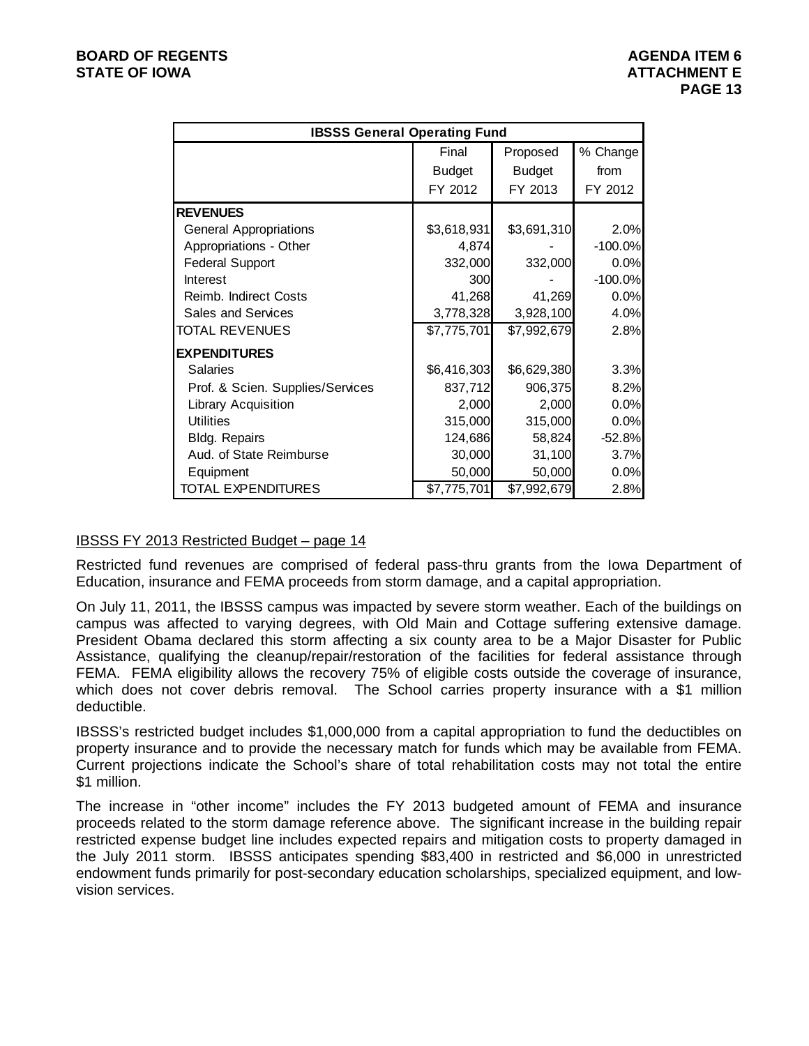| IBSSS General Operating Fund | | | |
|---|---|---|---|
| | Final Budget FY 2012 | Proposed Budget FY 2013 | % Change from FY 2012 |
| **REVENUES** | | | |
| General Appropriations | $3,618,931 | $3,691,310 | 2.0% |
| Appropriations - Other | 4,874 | - | -100.0% |
| Federal Support | 332,000 | 332,000 | 0.0% |
| Interest | 300 | - | -100.0% |
| Reimb. Indirect Costs | 41,268 | 41,269 | 0.0% |
| Sales and Services | 3,778,328 | 3,928,100 | 4.0% |
| TOTAL REVENUES | $7,775,701 | $7,992,679 | 2.8% |
| **EXPENDITURES** | | | |
| Salaries | $6,416,303 | $6,629,380 | 3.3% |
| Prof. & Scien. Supplies/Services | 837,712 | 906,375 | 8.2% |
| Library Acquisition | 2,000 | 2,000 | 0.0% |
| Utilities | 315,000 | 315,000 | 0.0% |
| Bldg. Repairs | 124,686 | 58,824 | -52.8% |
| Aud. of State Reimburse | 30,000 | 31,100 | 3.7% |
| Equipment | 50,000 | 50,000 | 0.0% |
| TOTAL EXPENDITURES | $7,775,701 | $7,992,679 | 2.8% |

IBSSS FY 2013 Restricted Budget – page 14

Restricted fund revenues are comprised of federal pass-thru grants from the Iowa Department of Education, insurance and FEMA proceeds from storm damage, and a capital appropriation.

On July 11, 2011, the IBSSS campus was impacted by severe storm weather. Each of the buildings on campus was affected to varying degrees, with Old Main and Cottage suffering extensive damage. President Obama declared this storm affecting a six county area to be a Major Disaster for Public Assistance, qualifying the cleanup/repair/restoration of the facilities for federal assistance through FEMA. FEMA eligibility allows the recovery 75% of eligible costs outside the coverage of insurance, which does not cover debris removal. The School carries property insurance with a $1 million deductible.

IBSSS's restricted budget includes $1,000,000 from a capital appropriation to fund the deductibles on property insurance and to provide the necessary match for funds which may be available from FEMA. Current projections indicate the School's share of total rehabilitation costs may not total the entire $1 million.

The increase in "other income" includes the FY 2013 budgeted amount of FEMA and insurance proceeds related to the storm damage reference above. The significant increase in the building repair restricted expense budget line includes expected repairs and mitigation costs to property damaged in the July 2011 storm. IBSSS anticipates spending $83,400 in restricted and $6,000 in unrestricted endowment funds primarily for post-secondary education scholarships, specialized equipment, and low-vision services.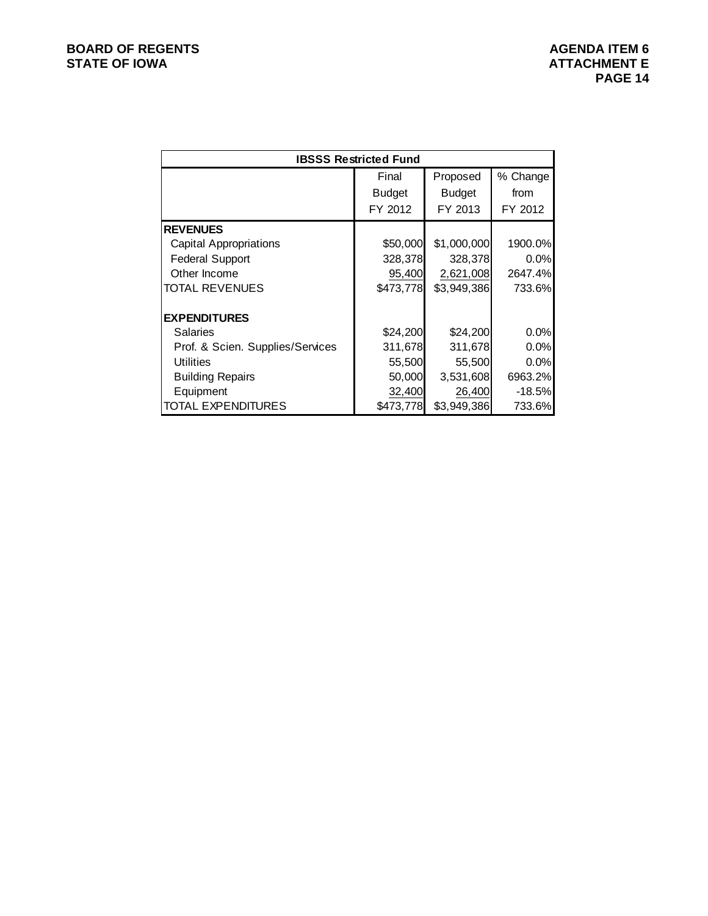| IBSSS Restricted Fund | | | |
|---|---|---|---|
| | Final Budget FY 2012 | Proposed Budget FY 2013 | % Change from FY 2012 |
| **REVENUES** | | | |
| Capital Appropriations | $50,000 | $1,000,000 | 1900.0% |
| Federal Support | 328,378 | 328,378 | 0.0% |
| Other Income | 95,400 | 2,621,008 | 2647.4% |
| TOTAL REVENUES | $473,778 | $3,949,386 | 733.6% |
| | | | |
| **EXPENDITURES** | | | |
| Salaries | $24,200 | $24,200 | 0.0% |
| Prof. & Scien. Supplies/Services | 311,678 | 311,678 | 0.0% |
| Utilities | 55,500 | 55,500 | 0.0% |
| Building Repairs | 50,000 | 3,531,608 | 6963.2% |
| Equipment | 32,400 | 26,400 | -18.5% |
| TOTAL EXPENDITURES | $473,778 | $3,949,386 | 733.6% |